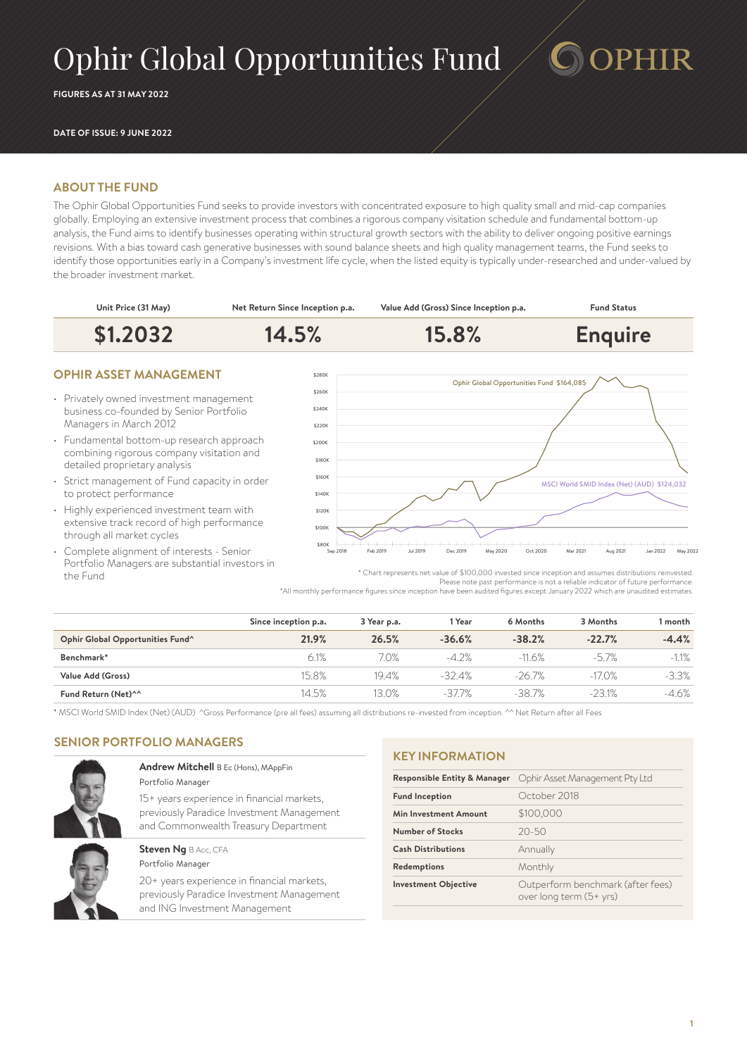# Ophir Global Opportunities Fund

**FIGURES AS AT 31 MAY 2022**

**DATE OF ISSUE: 9 JUNE 2022**

## ABOUT THE FUND

The Ophir Global Opportunities Fund seeks to provide investors with concentrated exposure to high quality small and mid-cap companies globally. Employing an extensive investment process that combines a rigorous company visitation schedule and fundamental bottom-up analysis, the Fund aims to identify businesses operating within structural growth sectors with the ability to deliver ongoing positive earnings revisions. With a bias toward cash generative businesses with sound balance sheets and high quality management teams, the Fund seeks to identify those opportunities early in a Company's investment life cycle, when the listed equity is typically under-researched and under-valued by the broader investment market.

| Unit Price (31 May) | Net Return Since Inception p.a. | Value Add (Gross) Since Inception p.a. | Fund Status |
|---|---|---|---|
| **$1.2032** | **14.5%** | **15.8%** | **Enquire** |

## OPHIR ASSET MANAGEMENT

- Privately owned investment management business co-founded by Senior Portfolio Managers in March 2012
- Fundamental bottom-up research approach combining rigorous company visitation and detailed proprietary analysis
- Strict management of Fund capacity in order to protect performance
- Highly experienced investment team with extensive track record of high performance through all market cycles
- Complete alignment of interests - Senior Portfolio Managers are substantial investors in the Fund

Ophir Global Opportunities Fund $164,085

MSCI World SMID Index (Net) (AUD) $124,032

\* Chart represents net value of $100,000 invested since inception and assumes distributions reinvested.
Please note past performance is not a reliable indicator of future performance.
\*All monthly performance figures since inception have been audited figures except January 2022 which are unaudited estimates.

| | Since inception p.a. | 3 Year p.a. | 1 Year | 6 Months | 3 Months | 1 month |
|---|---|---|---|---|---|---|
| **Ophir Global Opportunities Fund^** | **21.9%** | **26.5%** | **-36.6%** | **-38.2%** | **-22.7%** | **-4.4%** |
| **Benchmark\*** | 6.1% | 7.0% | -4.2% | -11.6% | -5.7% | -1.1% |
| **Value Add (Gross)** | 15.8% | 19.4% | -32.4% | -26.7% | -17.0% | -3.3% |
| **Fund Return (Net)^^** | 14.5% | 13.0% | -37.7% | -38.7% | -23.1% | -4.6% |

\* MSCI World SMID Index (Net) (AUD) ^Gross Performance (pre all fees) assuming all distributions re-invested from inception. ^^ Net Return after all Fees

## SENIOR PORTFOLIO MANAGERS

**Andrew Mitchell** B Ec (Hons), MAppFin
Portfolio Manager
15+ years experience in financial markets, previously Paradice Investment Management and Commonwealth Treasury Department

**Steven Ng** B Acc, CFA
Portfolio Manager
20+ years experience in financial markets, previously Paradice Investment Management and ING Investment Management

## KEY INFORMATION

| | |
|---|---|
| **Responsible Entity & Manager** | Ophir Asset Management Pty Ltd |
| **Fund Inception** | October 2018 |
| **Min Investment Amount** | $100,000 |
| **Number of Stocks** | 20-50 |
| **Cash Distributions** | Annually |
| **Redemptions** | Monthly |
| **Investment Objective** | Outperform benchmark (after fees) over long term (5+ yrs) |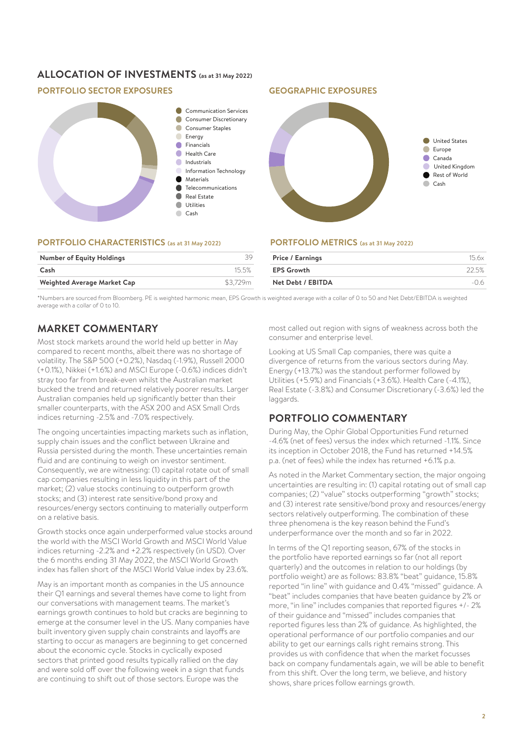## ALLOCATION OF INVESTMENTS (as at 31 May 2022)

### PORTFOLIO SECTOR EXPOSURES

- Communication Services
- Consumer Discretionary
- Consumer Staples
- Energy
- Financials
- Health Care
- Industrials
- Information Technology
- Materials
- Telecommunications
- Real Estate
- Utilities
- Cash

### GEOGRAPHIC EXPOSURES

- United States
- Europe
- Canada
- United Kingdom
- Rest of World
- Cash

### PORTFOLIO CHARACTERISTICS (as at 31 May 2022)

| | |
|---|---|
| **Number of Equity Holdings** | 39 |
| **Cash** | 15.5% |
| **Weighted Average Market Cap** | $3,729m |

### PORTFOLIO METRICS (as at 31 May 2022)

| | |
|---|---|
| **Price / Earnings** | 15.6x |
| **EPS Growth** | 22.5% |
| **Net Debt / EBITDA** | -0.6 |

*Numbers are sourced from Bloomberg. PE is weighted harmonic mean, EPS Growth is weighted average with a collar of 0 to 50 and Net Debt/EBITDA is weighted average with a collar of 0 to 10.

## MARKET COMMENTARY

Most stock markets around the world held up better in May compared to recent months, albeit there was no shortage of volatility. The S&P 500 (+0.2%), Nasdaq (-1.9%), Russell 2000 (+0.1%), Nikkei (+1.6%) and MSCI Europe (-0.6%) indices didn't stray too far from break-even whilst the Australian market bucked the trend and returned relatively poorer results. Larger Australian companies held up significantly better than their smaller counterparts, with the ASX 200 and ASX Small Ords indices returning -2.5% and -7.0% respectively.

The ongoing uncertainties impacting markets such as inflation, supply chain issues and the conflict between Ukraine and Russia persisted during the month. These uncertainties remain fluid and are continuing to weigh on investor sentiment. Consequently, we are witnessing: (1) capital rotate out of small cap companies resulting in less liquidity in this part of the market; (2) value stocks continuing to outperform growth stocks; and (3) interest rate sensitive/bond proxy and resources/energy sectors continuing to materially outperform on a relative basis.

Growth stocks once again underperformed value stocks around the world with the MSCI World Growth and MSCI World Value indices returning -2.2% and +2.2% respectively (in USD). Over the 6 months ending 31 May 2022, the MSCI World Growth index has fallen short of the MSCI World Value index by 23.6%.

May is an important month as companies in the US announce their Q1 earnings and several themes have come to light from our conversations with management teams. The market's earnings growth continues to hold but cracks are beginning to emerge at the consumer level in the US. Many companies have built inventory given supply chain constraints and layoffs are starting to occur as managers are beginning to get concerned about the economic cycle. Stocks in cyclically exposed sectors that printed good results typically rallied on the day and were sold off over the following week in a sign that funds are continuing to shift out of those sectors. Europe was the most called out region with signs of weakness across both the consumer and enterprise level.

Looking at US Small Cap companies, there was quite a divergence of returns from the various sectors during May. Energy (+13.7%) was the standout performer followed by Utilities (+5.9%) and Financials (+3.6%). Health Care (-4.1%), Real Estate (-3.8%) and Consumer Discretionary (-3.6%) led the laggards.

## PORTFOLIO COMMENTARY

During May, the Ophir Global Opportunities Fund returned -4.6% (net of fees) versus the index which returned -1.1%. Since its inception in October 2018, the Fund has returned +14.5% p.a. (net of fees) while the index has returned +6.1% p.a.

As noted in the Market Commentary section, the major ongoing uncertainties are resulting in: (1) capital rotating out of small cap companies; (2) "value" stocks outperforming "growth" stocks; and (3) interest rate sensitive/bond proxy and resources/energy sectors relatively outperforming. The combination of these three phenomena is the key reason behind the Fund's underperformance over the month and so far in 2022.

In terms of the Q1 reporting season, 67% of the stocks in the portfolio have reported earnings so far (not all report quarterly) and the outcomes in relation to our holdings (by portfolio weight) are as follows: 83.8% "beat" guidance, 15.8% reported "in line" with guidance and 0.4% "missed" guidance. A "beat" includes companies that have beaten guidance by 2% or more, "in line" includes companies that reported figures +/- 2% of their guidance and "missed" includes companies that reported figures less than 2% of guidance. As highlighted, the operational performance of our portfolio companies and our ability to get our earnings calls right remains strong. This provides us with confidence that when the market focusses back on company fundamentals again, we will be able to benefit from this shift. Over the long term, we believe, and history shows, share prices follow earnings growth.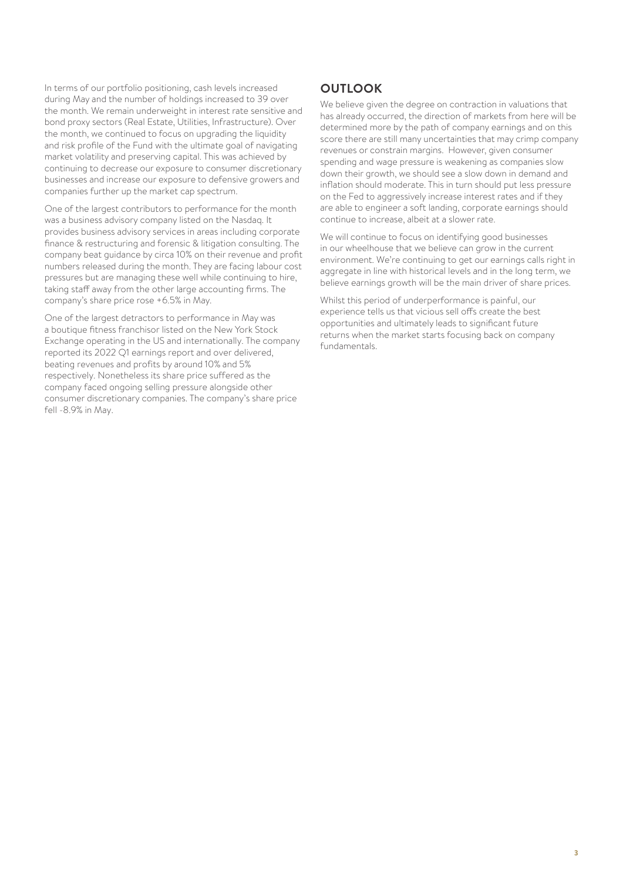In terms of our portfolio positioning, cash levels increased during May and the number of holdings increased to 39 over the month. We remain underweight in interest rate sensitive and bond proxy sectors (Real Estate, Utilities, Infrastructure). Over the month, we continued to focus on upgrading the liquidity and risk profile of the Fund with the ultimate goal of navigating market volatility and preserving capital. This was achieved by continuing to decrease our exposure to consumer discretionary businesses and increase our exposure to defensive growers and companies further up the market cap spectrum.

One of the largest contributors to performance for the month was a business advisory company listed on the Nasdaq. It provides business advisory services in areas including corporate finance & restructuring and forensic & litigation consulting. The company beat guidance by circa 10% on their revenue and profit numbers released during the month. They are facing labour cost pressures but are managing these well while continuing to hire, taking staff away from the other large accounting firms. The company's share price rose +6.5% in May.

One of the largest detractors to performance in May was a boutique fitness franchisor listed on the New York Stock Exchange operating in the US and internationally. The company reported its 2022 Q1 earnings report and over delivered, beating revenues and profits by around 10% and 5% respectively. Nonetheless its share price suffered as the company faced ongoing selling pressure alongside other consumer discretionary companies. The company's share price fell -8.9% in May.

## OUTLOOK

We believe given the degree on contraction in valuations that has already occurred, the direction of markets from here will be determined more by the path of company earnings and on this score there are still many uncertainties that may crimp company revenues or constrain margins. However, given consumer spending and wage pressure is weakening as companies slow down their growth, we should see a slow down in demand and inflation should moderate. This in turn should put less pressure on the Fed to aggressively increase interest rates and if they are able to engineer a soft landing, corporate earnings should continue to increase, albeit at a slower rate.

We will continue to focus on identifying good businesses in our wheelhouse that we believe can grow in the current environment. We're continuing to get our earnings calls right in aggregate in line with historical levels and in the long term, we believe earnings growth will be the main driver of share prices.

Whilst this period of underperformance is painful, our experience tells us that vicious sell offs create the best opportunities and ultimately leads to significant future returns when the market starts focusing back on company fundamentals.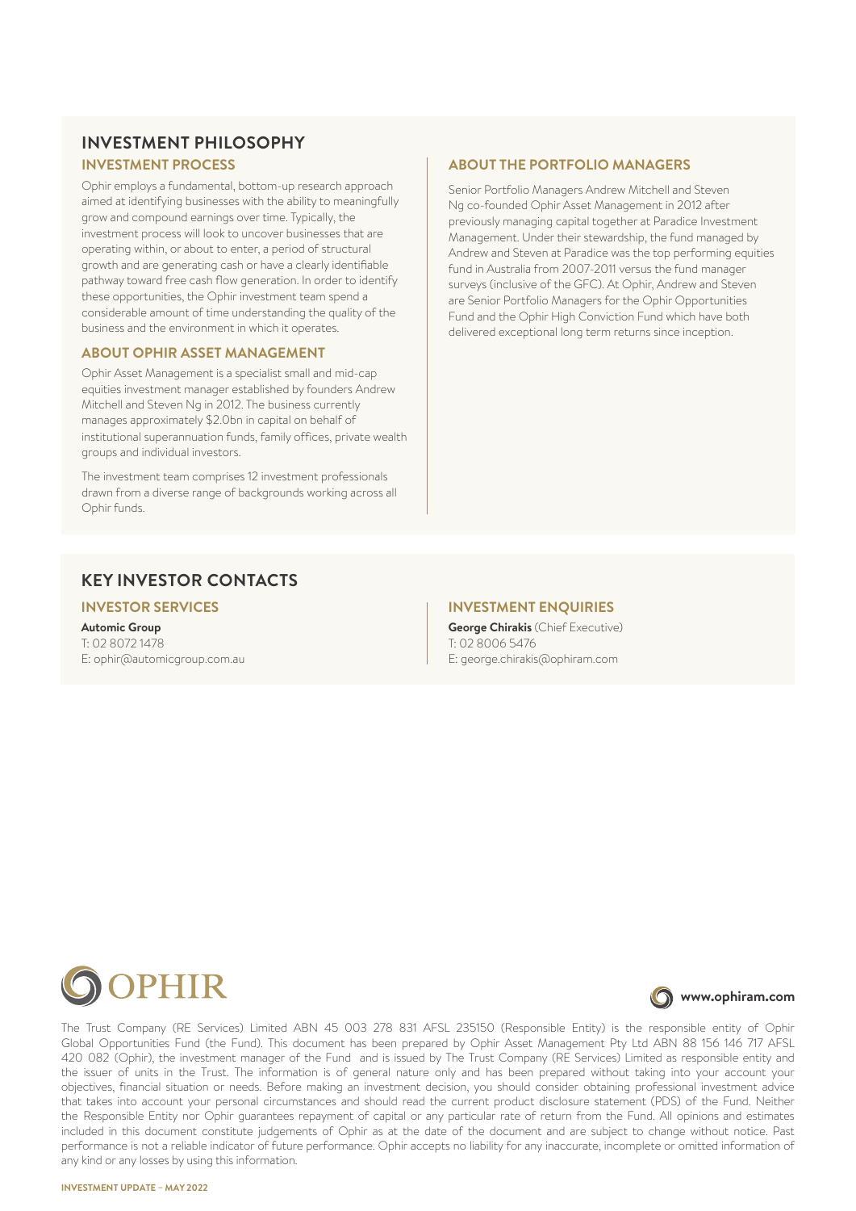# INVESTMENT PHILOSOPHY

## INVESTMENT PROCESS

Ophir employs a fundamental, bottom-up research approach aimed at identifying businesses with the ability to meaningfully grow and compound earnings over time. Typically, the investment process will look to uncover businesses that are operating within, or about to enter, a period of structural growth and are generating cash or have a clearly identifiable pathway toward free cash flow generation. In order to identify these opportunities, the Ophir investment team spend a considerable amount of time understanding the quality of the business and the environment in which it operates.

## ABOUT OPHIR ASSET MANAGEMENT

Ophir Asset Management is a specialist small and mid-cap equities investment manager established by founders Andrew Mitchell and Steven Ng in 2012. The business currently manages approximately $2.0bn in capital on behalf of institutional superannuation funds, family offices, private wealth groups and individual investors.

The investment team comprises 12 investment professionals drawn from a diverse range of backgrounds working across all Ophir funds.

## ABOUT THE PORTFOLIO MANAGERS

Senior Portfolio Managers Andrew Mitchell and Steven Ng co-founded Ophir Asset Management in 2012 after previously managing capital together at Paradice Investment Management. Under their stewardship, the fund managed by Andrew and Steven at Paradice was the top performing equities fund in Australia from 2007-2011 versus the fund manager surveys (inclusive of the GFC). At Ophir, Andrew and Steven are Senior Portfolio Managers for the Ophir Opportunities Fund and the Ophir High Conviction Fund which have both delivered exceptional long term returns since inception.

# KEY INVESTOR CONTACTS

## INVESTOR SERVICES

**Automic Group**
T: 02 8072 1478
E: ophir@automicgroup.com.au

## INVESTMENT ENQUIRIES

**George Chirakis** (Chief Executive)
T: 02 8006 5476
E: george.chirakis@ophiram.com

OPHIR

www.ophiram.com

The Trust Company (RE Services) Limited ABN 45 003 278 831 AFSL 235150 (Responsible Entity) is the responsible entity of Ophir Global Opportunities Fund (the Fund). This document has been prepared by Ophir Asset Management Pty Ltd ABN 88 156 146 717 AFSL 420 082 (Ophir), the investment manager of the Fund and is issued by The Trust Company (RE Services) Limited as responsible entity and the issuer of units in the Trust. The information is of general nature only and has been prepared without taking into your account your objectives, financial situation or needs. Before making an investment decision, you should consider obtaining professional investment advice that takes into account your personal circumstances and should read the current product disclosure statement (PDS) of the Fund. Neither the Responsible Entity nor Ophir guarantees repayment of capital or any particular rate of return from the Fund. All opinions and estimates included in this document constitute judgements of Ophir as at the date of the document and are subject to change without notice. Past performance is not a reliable indicator of future performance. Ophir accepts no liability for any inaccurate, incomplete or omitted information of any kind or any losses by using this information.